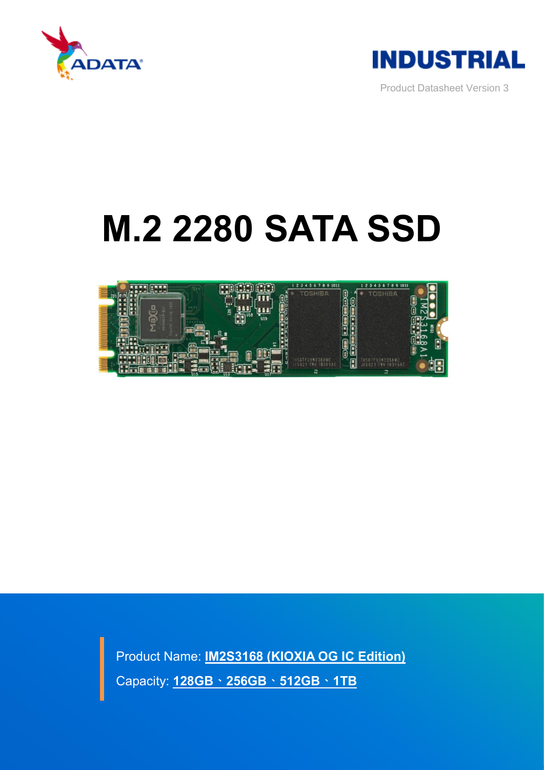ADATA

INDUSTRIAL

Product Datasheet Version 3

# M.2 2280 SATA SSD

Product Name: **IM2S3168 (KIOXIA OG IC Edition)**

Capacity: **128GB、256GB、512GB、1TB**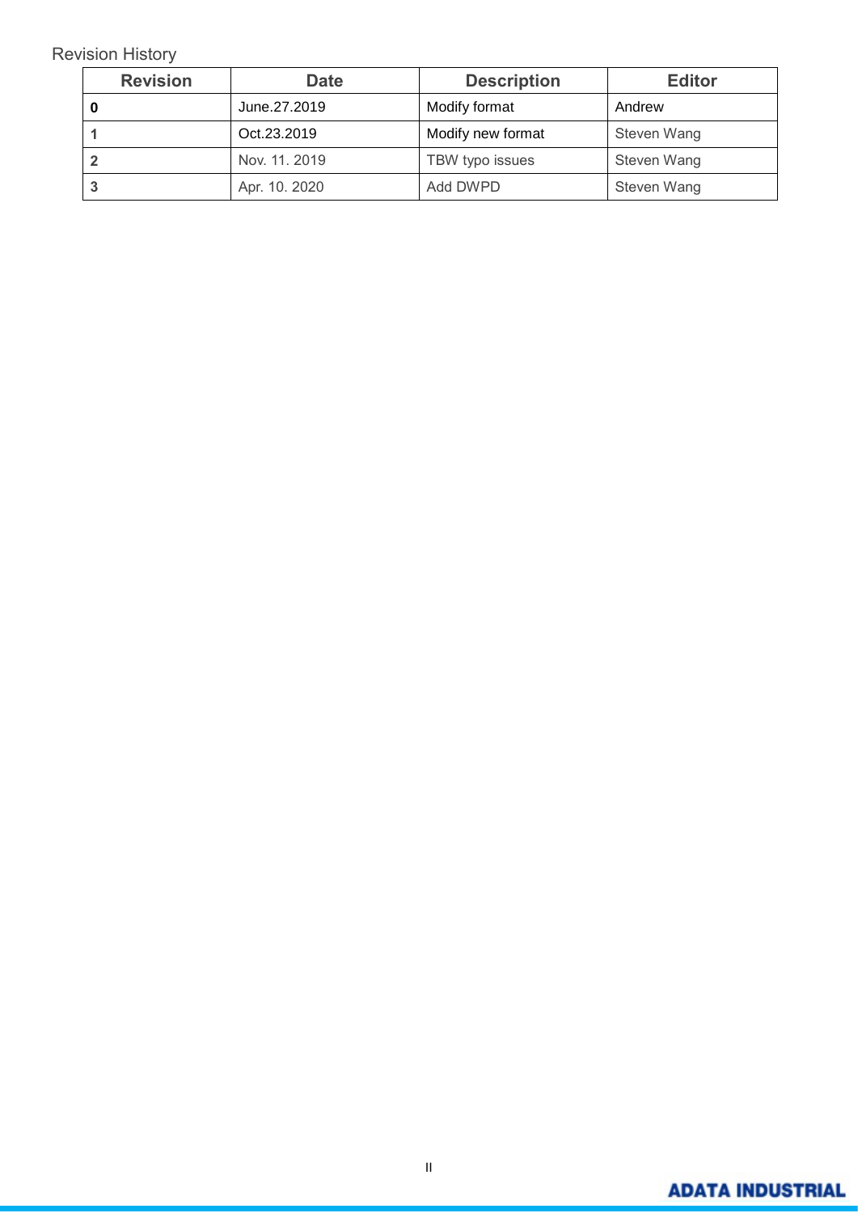Revision History

| Revision | Date | Description | Editor |
|---|---|---|---|
| **0** | June.27.2019 | Modify format | Andrew |
| **1** | Oct.23.2019 | Modify new format | Steven Wang |
| **2** | Nov. 11. 2019 | TBW typo issues | Steven Wang |
| **3** | Apr. 10. 2020 | Add DWPD | Steven Wang |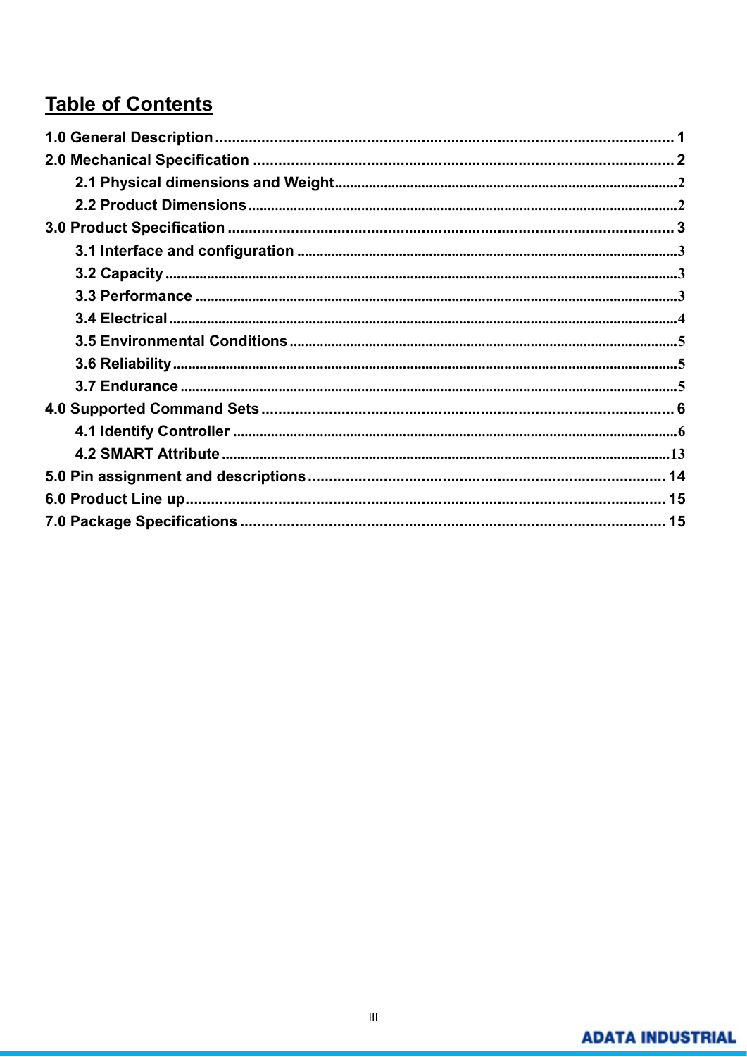# Table of Contents

1.0 General Description ........................................................................................................ 1

2.0 Mechanical Specification ................................................................................................ 2

- 2.1 Physical dimensions and Weight ........................................................................... 2
- 2.2 Product Dimensions ............................................................................................... 2

3.0 Product Specification ...................................................................................................... 3

- 3.1 Interface and configuration ..................................................................................... 3
- 3.2 Capacity .................................................................................................................. 3
- 3.3 Performance ............................................................................................................ 3
- 3.4 Electrical .................................................................................................................. 4
- 3.5 Environmental Conditions ....................................................................................... 5
- 3.6 Reliability .................................................................................................................. 5
- 3.7 Endurance ................................................................................................................ 5

4.0 Supported Command Sets ............................................................................................... 6

- 4.1 Identify Controller ..................................................................................................... 6
- 4.2 SMART Attribute ..................................................................................................... 13

5.0 Pin assignment and descriptions .................................................................................. 14

6.0 Product Line up ............................................................................................................... 15

7.0 Package Specifications .................................................................................................. 15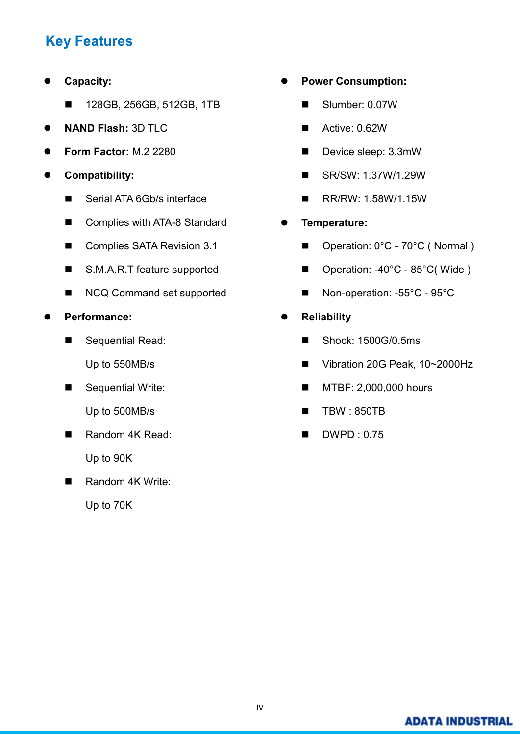## Key Features

- **Capacity:**
  - 128GB, 256GB, 512GB, 1TB
- **NAND Flash:** 3D TLC
- **Form Factor:** M.2 2280
- **Compatibility:**
  - Serial ATA 6Gb/s interface
  - Complies with ATA-8 Standard
  - Complies SATA Revision 3.1
  - S.M.A.R.T feature supported
  - NCQ Command set supported
- **Performance:**
  - Sequential Read:
    Up to 550MB/s
  - Sequential Write:
    Up to 500MB/s
  - Random 4K Read:
    Up to 90K
  - Random 4K Write:
    Up to 70K
- **Power Consumption:**
  - Slumber: 0.07W
  - Active: 0.62W
  - Device sleep: 3.3mW
  - SR/SW: 1.37W/1.29W
  - RR/RW: 1.58W/1.15W
- **Temperature:**
  - Operation: 0°C - 70°C ( Normal )
  - Operation: -40°C - 85°C( Wide )
  - Non-operation: -55°C - 95°C
- **Reliability**
  - Shock: 1500G/0.5ms
  - Vibration 20G Peak, 10~2000Hz
  - MTBF: 2,000,000 hours
  - TBW : 850TB
  - DWPD : 0.75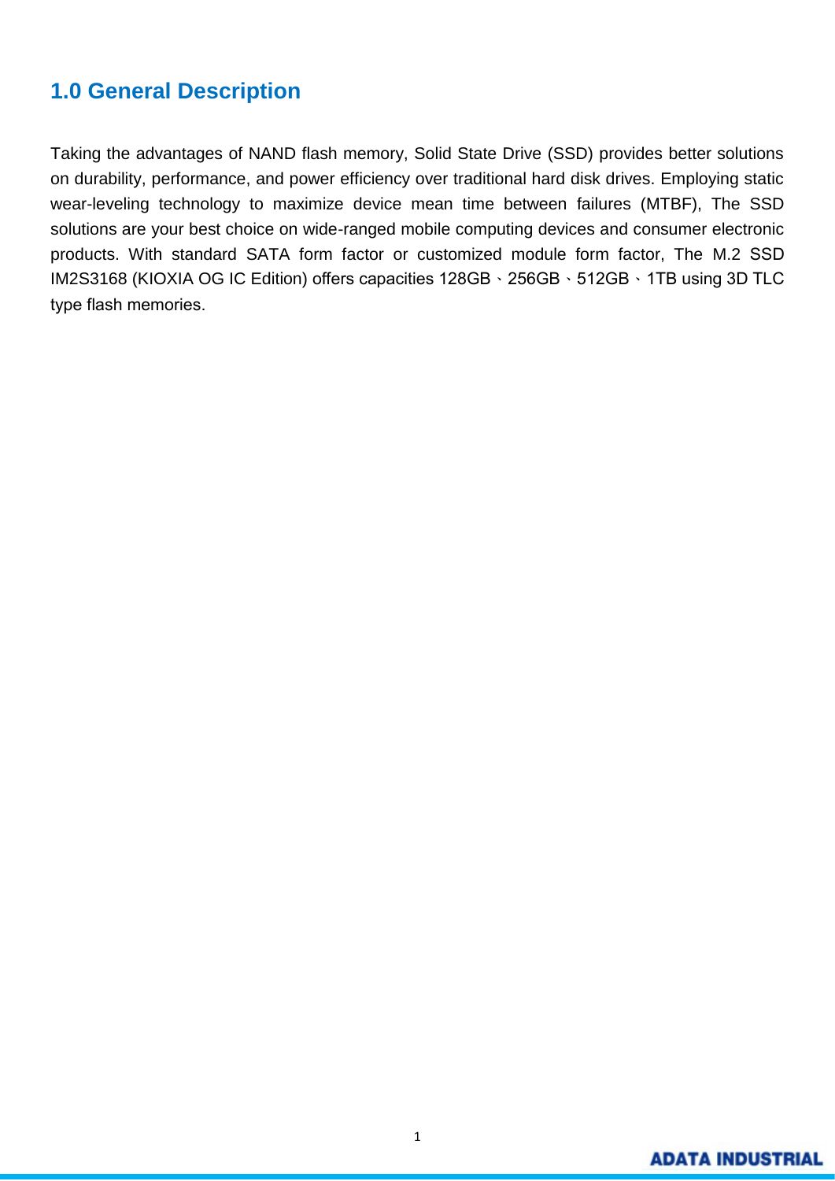## 1.0 General Description

Taking the advantages of NAND flash memory, Solid State Drive (SSD) provides better solutions on durability, performance, and power efficiency over traditional hard disk drives. Employing static wear-leveling technology to maximize device mean time between failures (MTBF), The SSD solutions are your best choice on wide-ranged mobile computing devices and consumer electronic products. With standard SATA form factor or customized module form factor, The M.2 SSD IM2S3168 (KIOXIA OG IC Edition) offers capacities 128GB、256GB、512GB、1TB using 3D TLC type flash memories.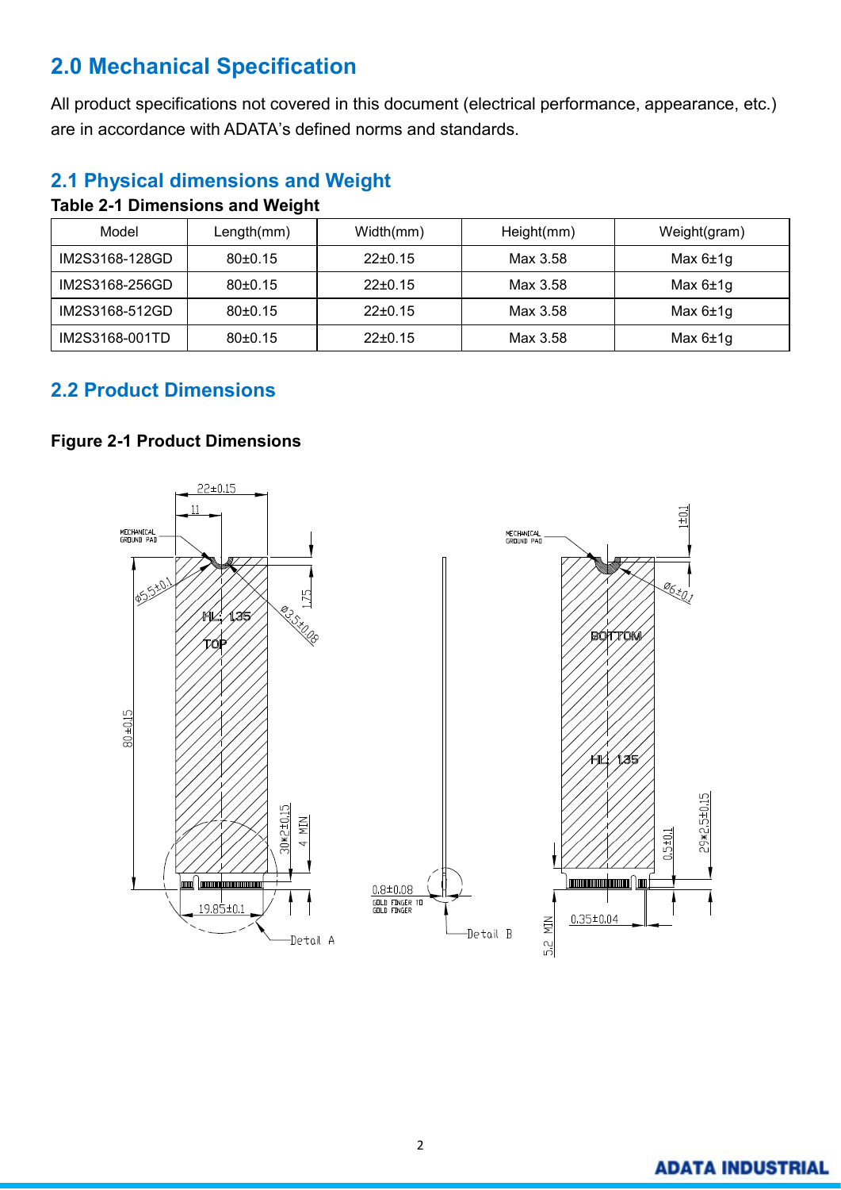## 2.0 Mechanical Specification

All product specifications not covered in this document (electrical performance, appearance, etc.) are in accordance with ADATA's defined norms and standards.

### 2.1 Physical dimensions and Weight

**Table 2-1 Dimensions and Weight**

| Model | Length(mm) | Width(mm) | Height(mm) | Weight(gram) |
|---|---|---|---|---|
| IM2S3168-128GD | 80±0.15 | 22±0.15 | Max 3.58 | Max 6±1g |
| IM2S3168-256GD | 80±0.15 | 22±0.15 | Max 3.58 | Max 6±1g |
| IM2S3168-512GD | 80±0.15 | 22±0.15 | Max 3.58 | Max 6±1g |
| IM2S3168-001TD | 80±0.15 | 22±0.15 | Max 3.58 | Max 6±1g |

### 2.2 Product Dimensions

**Figure 2-1 Product Dimensions**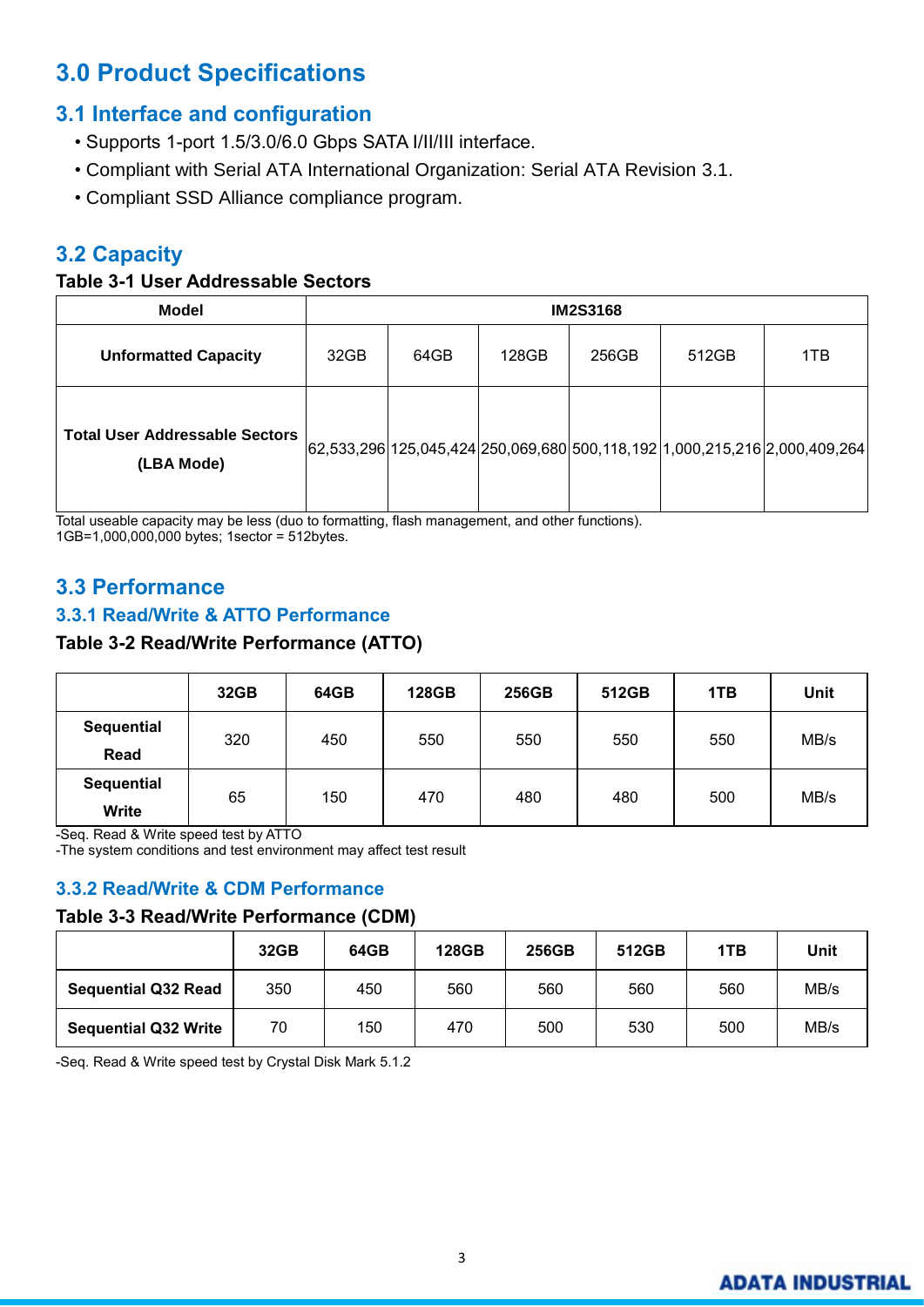# 3.0 Product Specifications

## 3.1 Interface and configuration

- Supports 1-port 1.5/3.0/6.0 Gbps SATA I/II/III interface.
- Compliant with Serial ATA International Organization: Serial ATA Revision 3.1.
- Compliant SSD Alliance compliance program.

## 3.2 Capacity

**Table 3-1 User Addressable Sectors**

| Model | IM2S3168 | | | | | |
|---|---|---|---|---|---|---|
| **Unformatted Capacity** | 32GB | 64GB | 128GB | 256GB | 512GB | 1TB |
| **Total User Addressable Sectors (LBA Mode)** | 62,533,296 | 125,045,424 | 250,069,680 | 500,118,192 | 1,000,215,216 | 2,000,409,264 |

Total useable capacity may be less (duo to formatting, flash management, and other functions).
1GB=1,000,000,000 bytes; 1sector = 512bytes.

## 3.3 Performance

### 3.3.1 Read/Write & ATTO Performance

**Table 3-2 Read/Write Performance (ATTO)**

| | 32GB | 64GB | 128GB | 256GB | 512GB | 1TB | Unit |
|---|---|---|---|---|---|---|---|
| **Sequential Read** | 320 | 450 | 550 | 550 | 550 | 550 | MB/s |
| **Sequential Write** | 65 | 150 | 470 | 480 | 480 | 500 | MB/s |

-Seq. Read & Write speed test by ATTO
-The system conditions and test environment may affect test result

### 3.3.2 Read/Write & CDM Performance

**Table 3-3 Read/Write Performance (CDM)**

| | 32GB | 64GB | 128GB | 256GB | 512GB | 1TB | Unit |
|---|---|---|---|---|---|---|---|
| **Sequential Q32 Read** | 350 | 450 | 560 | 560 | 560 | 560 | MB/s |
| **Sequential Q32 Write** | 70 | 150 | 470 | 500 | 530 | 500 | MB/s |

-Seq. Read & Write speed test by Crystal Disk Mark 5.1.2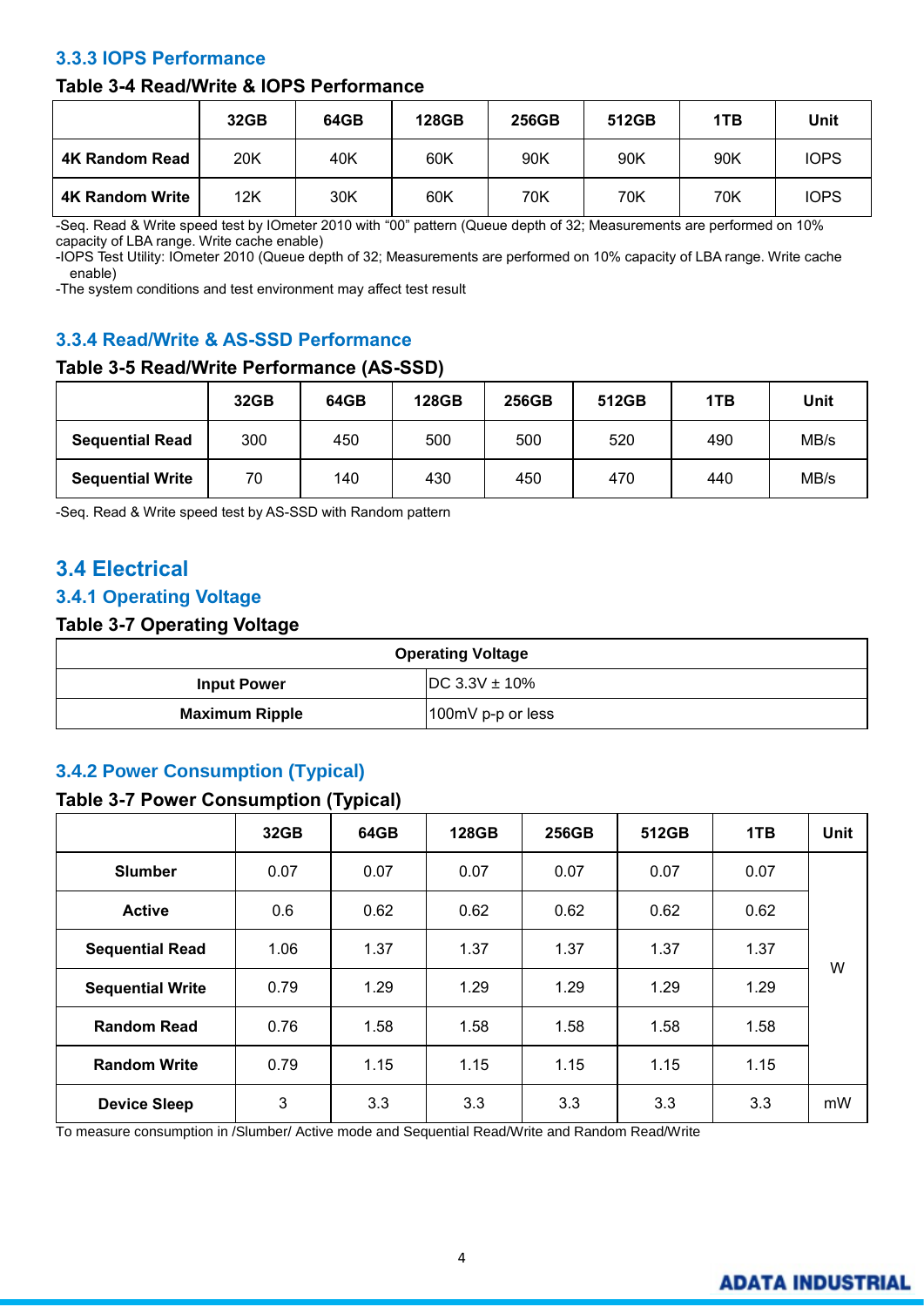### 3.3.3 IOPS Performance

**Table 3-4 Read/Write & IOPS Performance**

| | 32GB | 64GB | 128GB | 256GB | 512GB | 1TB | Unit |
|---|---|---|---|---|---|---|---|
| **4K Random Read** | 20K | 40K | 60K | 90K | 90K | 90K | IOPS |
| **4K Random Write** | 12K | 30K | 60K | 70K | 70K | 70K | IOPS |

-Seq. Read & Write speed test by IOmeter 2010 with "00" pattern (Queue depth of 32; Measurements are performed on 10% capacity of LBA range. Write cache enable)
-IOPS Test Utility: IOmeter 2010 (Queue depth of 32; Measurements are performed on 10% capacity of LBA range. Write cache enable)
-The system conditions and test environment may affect test result

### 3.3.4 Read/Write & AS-SSD Performance

**Table 3-5 Read/Write Performance (AS-SSD)**

| | 32GB | 64GB | 128GB | 256GB | 512GB | 1TB | Unit |
|---|---|---|---|---|---|---|---|
| **Sequential Read** | 300 | 450 | 500 | 500 | 520 | 490 | MB/s |
| **Sequential Write** | 70 | 140 | 430 | 450 | 470 | 440 | MB/s |

-Seq. Read & Write speed test by AS-SSD with Random pattern

## 3.4 Electrical

### 3.4.1 Operating Voltage

**Table 3-7 Operating Voltage**

| Operating Voltage | |
|---|---|
| **Input Power** | DC 3.3V ± 10% |
| **Maximum Ripple** | 100mV p-p or less |

### 3.4.2 Power Consumption (Typical)

**Table 3-7 Power Consumption (Typical)**

| | 32GB | 64GB | 128GB | 256GB | 512GB | 1TB | Unit |
|---|---|---|---|---|---|---|---|
| **Slumber** | 0.07 | 0.07 | 0.07 | 0.07 | 0.07 | 0.07 | W |
| **Active** | 0.6 | 0.62 | 0.62 | 0.62 | 0.62 | 0.62 | W |
| **Sequential Read** | 1.06 | 1.37 | 1.37 | 1.37 | 1.37 | 1.37 | W |
| **Sequential Write** | 0.79 | 1.29 | 1.29 | 1.29 | 1.29 | 1.29 | W |
| **Random Read** | 0.76 | 1.58 | 1.58 | 1.58 | 1.58 | 1.58 | W |
| **Random Write** | 0.79 | 1.15 | 1.15 | 1.15 | 1.15 | 1.15 | W |
| **Device Sleep** | 3 | 3.3 | 3.3 | 3.3 | 3.3 | 3.3 | mW |

To measure consumption in /Slumber/ Active mode and Sequential Read/Write and Random Read/Write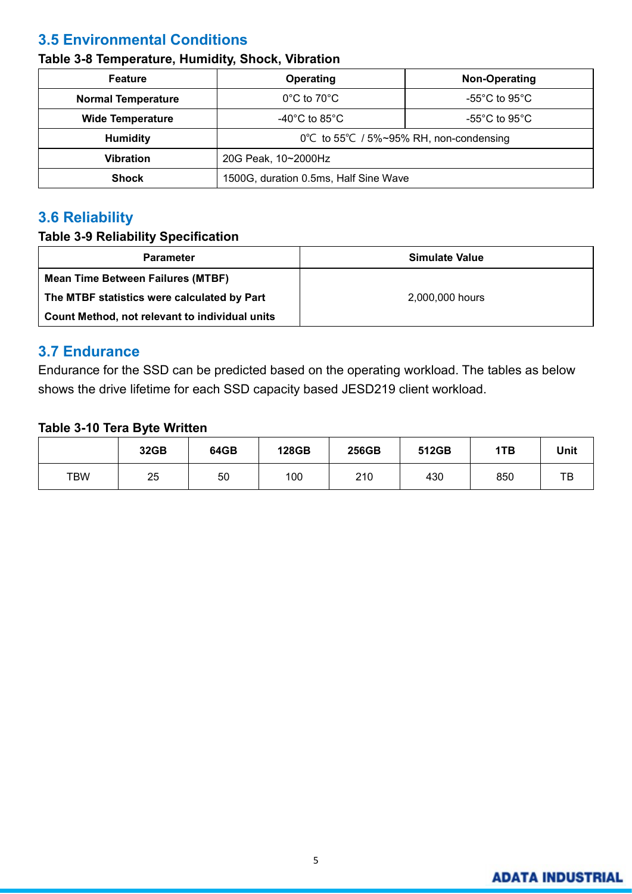## 3.5 Environmental Conditions

**Table 3-8 Temperature, Humidity, Shock, Vibration**

| Feature | Operating | Non-Operating |
|---|---|---|
| **Normal Temperature** | 0°C to 70°C | -55°C to 95°C |
| **Wide Temperature** | -40°C to 85°C | -55°C to 95°C |
| **Humidity** | 0℃ to 55℃ / 5%~95% RH, non-condensing | |
| **Vibration** | 20G Peak, 10~2000Hz | |
| **Shock** | 1500G, duration 0.5ms, Half Sine Wave | |

## 3.6 Reliability

**Table 3-9 Reliability Specification**

| Parameter | Simulate Value |
|---|---|
| **Mean Time Between Failures (MTBF)** **The MTBF statistics were calculated by Part Count Method, not relevant to individual units** | 2,000,000 hours |

## 3.7 Endurance

Endurance for the SSD can be predicted based on the operating workload. The tables as below shows the drive lifetime for each SSD capacity based JESD219 client workload.

**Table 3-10 Tera Byte Written**

| | 32GB | 64GB | 128GB | 256GB | 512GB | 1TB | Unit |
|---|---|---|---|---|---|---|---|
| TBW | 25 | 50 | 100 | 210 | 430 | 850 | TB |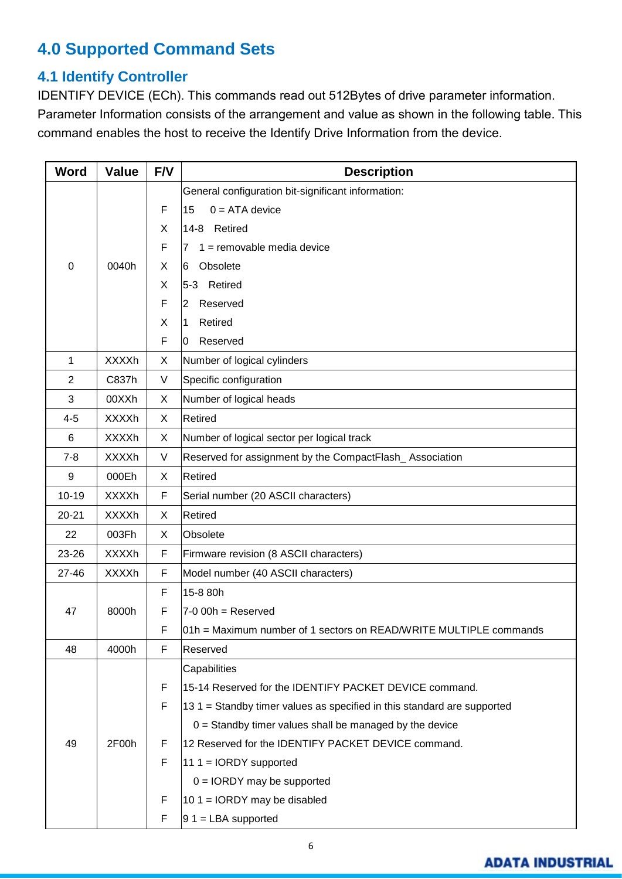# 4.0 Supported Command Sets

## 4.1 Identify Controller

IDENTIFY DEVICE (ECh). This commands read out 512Bytes of drive parameter information. Parameter Information consists of the arrangement and value as shown in the following table. This command enables the host to receive the Identify Drive Information from the device.

| Word | Value | F/V | Description |
|---|---|---|---|
| 0 | 0040h | | General configuration bit-significant information: |
| | | F | 15 0 = ATA device |
| | | X | 14-8 Retired |
| | | F | 7 1 = removable media device |
| | | X | 6 Obsolete |
| | | X | 5-3 Retired |
| | | F | 2 Reserved |
| | | X | 1 Retired |
| | | F | 0 Reserved |
| 1 | XXXXh | X | Number of logical cylinders |
| 2 | C837h | V | Specific configuration |
| 3 | 00XXh | X | Number of logical heads |
| 4-5 | XXXXh | X | Retired |
| 6 | XXXXh | X | Number of logical sector per logical track |
| 7-8 | XXXXh | V | Reserved for assignment by the CompactFlash_ Association |
| 9 | 000Eh | X | Retired |
| 10-19 | XXXXh | F | Serial number (20 ASCII characters) |
| 20-21 | XXXXh | X | Retired |
| 22 | 003Fh | X | Obsolete |
| 23-26 | XXXXh | F | Firmware revision (8 ASCII characters) |
| 27-46 | XXXXh | F | Model number (40 ASCII characters) |
| 47 | 8000h | F | 15-8 80h |
| | | F | 7-0 00h = Reserved |
| | | F | 01h = Maximum number of 1 sectors on READ/WRITE MULTIPLE commands |
| 48 | 4000h | F | Reserved |
| 49 | 2F00h | | Capabilities |
| | | F | 15-14 Reserved for the IDENTIFY PACKET DEVICE command. |
| | | F | 13 1 = Standby timer values as specified in this standard are supported |
| | | | 0 = Standby timer values shall be managed by the device |
| | | F | 12 Reserved for the IDENTIFY PACKET DEVICE command. |
| | | F | 11 1 = IORDY supported |
| | | | 0 = IORDY may be supported |
| | | F | 10 1 = IORDY may be disabled |
| | | F | 9 1 = LBA supported |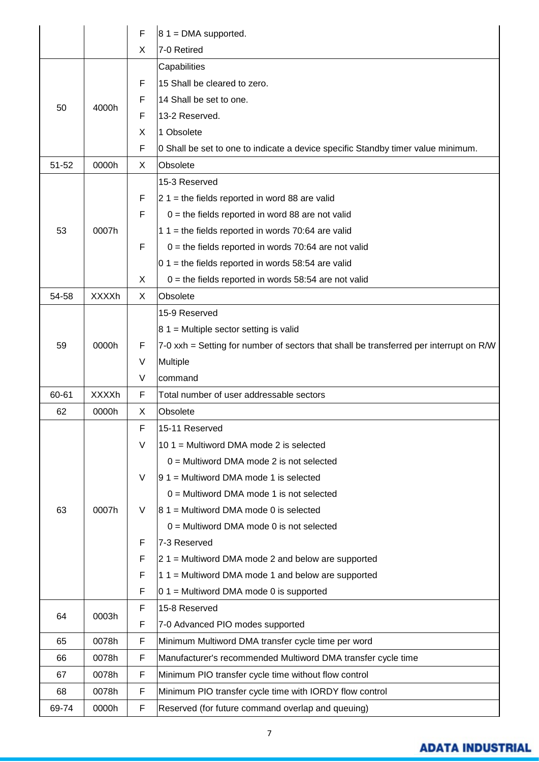| | | F | 8 1 = DMA supported. |
|---|---|---|---|
| | | X | 7-0 Retired |
| 50 | 4000h | | Capabilities |
| | | F | 15 Shall be cleared to zero. |
| | | F | 14 Shall be set to one. |
| | | F | 13-2 Reserved. |
| | | X | 1 Obsolete |
| | | F | 0 Shall be set to one to indicate a device specific Standby timer value minimum. |
| 51-52 | 0000h | X | Obsolete |
| 53 | 0007h | | 15-3 Reserved |
| | | F | 2 1 = the fields reported in word 88 are valid |
| | | F | 0 = the fields reported in word 88 are not valid |
| | | | 1 1 = the fields reported in words 70:64 are valid |
| | | F | 0 = the fields reported in words 70:64 are not valid |
| | | | 0 1 = the fields reported in words 58:54 are valid |
| | | X | 0 = the fields reported in words 58:54 are not valid |
| 54-58 | XXXXh | X | Obsolete |
| 59 | 0000h | | 15-9 Reserved |
| | | | 8 1 = Multiple sector setting is valid |
| | | F | 7-0 xxh = Setting for number of sectors that shall be transferred per interrupt on R/W |
| | | V | Multiple |
| | | V | command |
| 60-61 | XXXXh | F | Total number of user addressable sectors |
| 62 | 0000h | X | Obsolete |
| 63 | 0007h | F | 15-11 Reserved |
| | | V | 10 1 = Multiword DMA mode 2 is selected |
| | | | 0 = Multiword DMA mode 2 is not selected |
| | | V | 9 1 = Multiword DMA mode 1 is selected |
| | | | 0 = Multiword DMA mode 1 is not selected |
| | | V | 8 1 = Multiword DMA mode 0 is selected |
| | | | 0 = Multiword DMA mode 0 is not selected |
| | | F | 7-3 Reserved |
| | | F | 2 1 = Multiword DMA mode 2 and below are supported |
| | | F | 1 1 = Multiword DMA mode 1 and below are supported |
| | | F | 0 1 = Multiword DMA mode 0 is supported |
| 64 | 0003h | F | 15-8 Reserved |
| | | F | 7-0 Advanced PIO modes supported |
| 65 | 0078h | F | Minimum Multiword DMA transfer cycle time per word |
| 66 | 0078h | F | Manufacturer's recommended Multiword DMA transfer cycle time |
| 67 | 0078h | F | Minimum PIO transfer cycle time without flow control |
| 68 | 0078h | F | Minimum PIO transfer cycle time with IORDY flow control |
| 69-74 | 0000h | F | Reserved (for future command overlap and queuing) |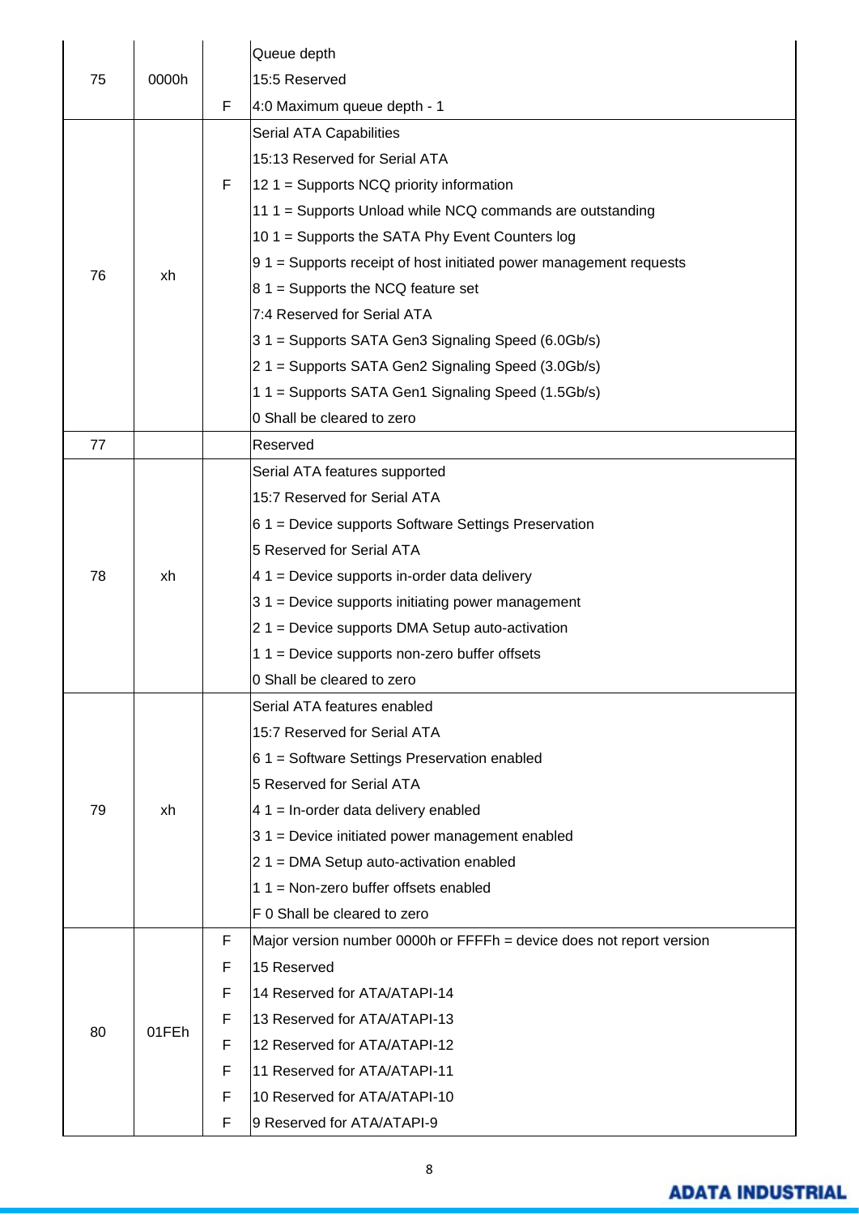| | | | |
|---|---|---|---|
| 75 | 0000h | | Queue depth |
| | | | 15:5 Reserved |
| | | F | 4:0 Maximum queue depth - 1 |
| 76 | xh | | Serial ATA Capabilities |
| | | | 15:13 Reserved for Serial ATA |
| | | F | 12 1 = Supports NCQ priority information |
| | | | 11 1 = Supports Unload while NCQ commands are outstanding |
| | | | 10 1 = Supports the SATA Phy Event Counters log |
| | | | 9 1 = Supports receipt of host initiated power management requests |
| | | | 8 1 = Supports the NCQ feature set |
| | | | 7:4 Reserved for Serial ATA |
| | | | 3 1 = Supports SATA Gen3 Signaling Speed (6.0Gb/s) |
| | | | 2 1 = Supports SATA Gen2 Signaling Speed (3.0Gb/s) |
| | | | 1 1 = Supports SATA Gen1 Signaling Speed (1.5Gb/s) |
| | | | 0 Shall be cleared to zero |
| 77 | | | Reserved |
| 78 | xh | | Serial ATA features supported |
| | | | 15:7 Reserved for Serial ATA |
| | | | 6 1 = Device supports Software Settings Preservation |
| | | | 5 Reserved for Serial ATA |
| | | | 4 1 = Device supports in-order data delivery |
| | | | 3 1 = Device supports initiating power management |
| | | | 2 1 = Device supports DMA Setup auto-activation |
| | | | 1 1 = Device supports non-zero buffer offsets |
| | | | 0 Shall be cleared to zero |
| 79 | xh | | Serial ATA features enabled |
| | | | 15:7 Reserved for Serial ATA |
| | | | 6 1 = Software Settings Preservation enabled |
| | | | 5 Reserved for Serial ATA |
| | | | 4 1 = In-order data delivery enabled |
| | | | 3 1 = Device initiated power management enabled |
| | | | 2 1 = DMA Setup auto-activation enabled |
| | | | 1 1 = Non-zero buffer offsets enabled |
| | | | F 0 Shall be cleared to zero |
| 80 | 01FEh | F | Major version number 0000h or FFFFh = device does not report version |
| | | F | 15 Reserved |
| | | F | 14 Reserved for ATA/ATAPI-14 |
| | | F | 13 Reserved for ATA/ATAPI-13 |
| | | F | 12 Reserved for ATA/ATAPI-12 |
| | | F | 11 Reserved for ATA/ATAPI-11 |
| | | F | 10 Reserved for ATA/ATAPI-10 |
| | | F | 9 Reserved for ATA/ATAPI-9 |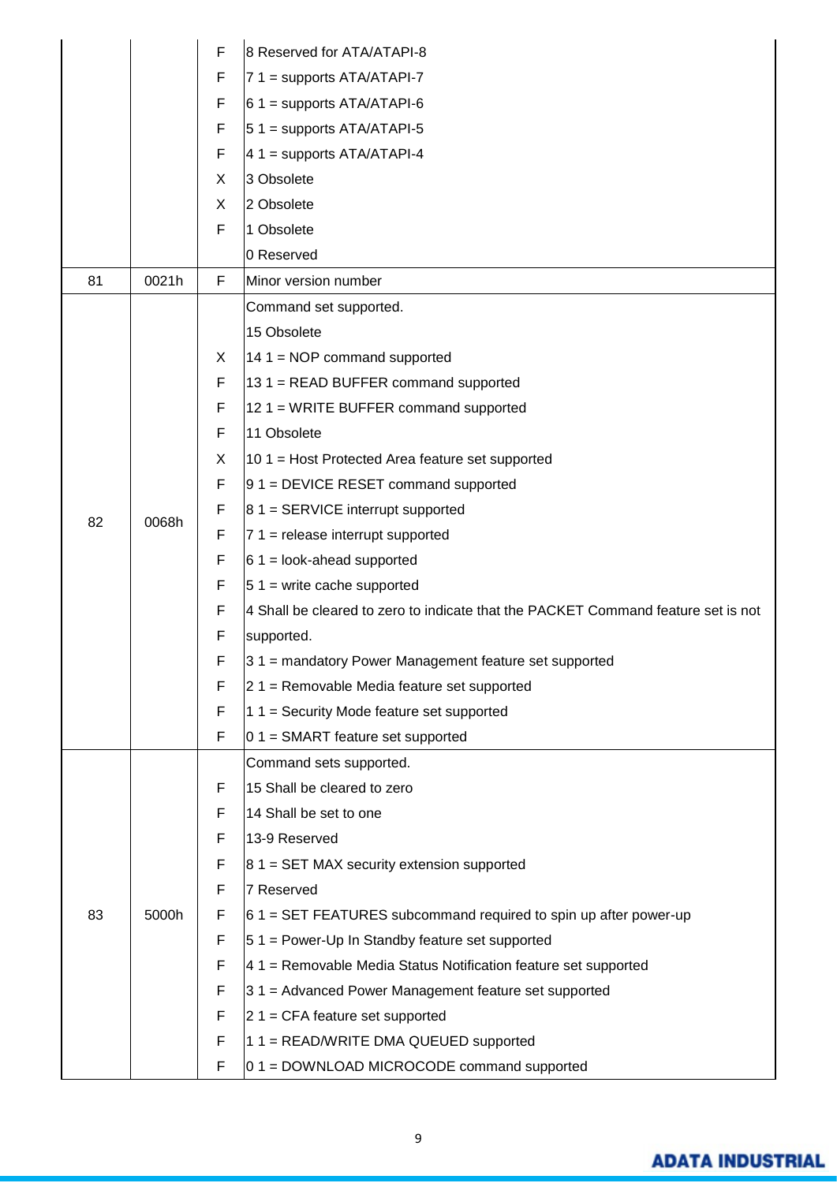| | | | |
|---|---|---|---|
| | | F | 8 Reserved for ATA/ATAPI-8 |
| | | F | 7 1 = supports ATA/ATAPI-7 |
| | | F | 6 1 = supports ATA/ATAPI-6 |
| | | F | 5 1 = supports ATA/ATAPI-5 |
| | | F | 4 1 = supports ATA/ATAPI-4 |
| | | X | 3 Obsolete |
| | | X | 2 Obsolete |
| | | F | 1 Obsolete |
| | | | 0 Reserved |
| 81 | 0021h | F | Minor version number |
| 82 | 0068h | | Command set supported. |
| | | | 15 Obsolete |
| | | X | 14 1 = NOP command supported |
| | | F | 13 1 = READ BUFFER command supported |
| | | F | 12 1 = WRITE BUFFER command supported |
| | | F | 11 Obsolete |
| | | X | 10 1 = Host Protected Area feature set supported |
| | | F | 9 1 = DEVICE RESET command supported |
| | | F | 8 1 = SERVICE interrupt supported |
| | | F | 7 1 = release interrupt supported |
| | | F | 6 1 = look-ahead supported |
| | | F | 5 1 = write cache supported |
| | | F | 4 Shall be cleared to zero to indicate that the PACKET Command feature set is not |
| | | F | supported. |
| | | F | 3 1 = mandatory Power Management feature set supported |
| | | F | 2 1 = Removable Media feature set supported |
| | | F | 1 1 = Security Mode feature set supported |
| | | F | 0 1 = SMART feature set supported |
| 83 | 5000h | | Command sets supported. |
| | | F | 15 Shall be cleared to zero |
| | | F | 14 Shall be set to one |
| | | F | 13-9 Reserved |
| | | F | 8 1 = SET MAX security extension supported |
| | | F | 7 Reserved |
| | | F | 6 1 = SET FEATURES subcommand required to spin up after power-up |
| | | F | 5 1 = Power-Up In Standby feature set supported |
| | | F | 4 1 = Removable Media Status Notification feature set supported |
| | | F | 3 1 = Advanced Power Management feature set supported |
| | | F | 2 1 = CFA feature set supported |
| | | F | 1 1 = READ/WRITE DMA QUEUED supported |
| | | F | 0 1 = DOWNLOAD MICROCODE command supported |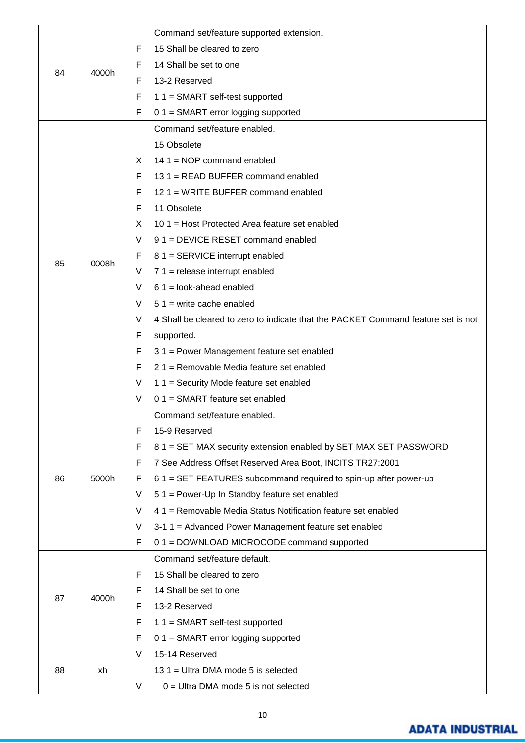| 84 | 4000h | | Command set/feature supported extension. |
|---|---|---|---|
| | | F | 15 Shall be cleared to zero |
| | | F | 14 Shall be set to one |
| | | F | 13-2 Reserved |
| | | F | 1 1 = SMART self-test supported |
| | | F | 0 1 = SMART error logging supported |
| 85 | 0008h | | Command set/feature enabled. |
| | | | 15 Obsolete |
| | | X | 14 1 = NOP command enabled |
| | | F | 13 1 = READ BUFFER command enabled |
| | | F | 12 1 = WRITE BUFFER command enabled |
| | | F | 11 Obsolete |
| | | X | 10 1 = Host Protected Area feature set enabled |
| | | V | 9 1 = DEVICE RESET command enabled |
| | | F | 8 1 = SERVICE interrupt enabled |
| | | V | 7 1 = release interrupt enabled |
| | | V | 6 1 = look-ahead enabled |
| | | V | 5 1 = write cache enabled |
| | | V | 4 Shall be cleared to zero to indicate that the PACKET Command feature set is not |
| | | F | supported. |
| | | F | 3 1 = Power Management feature set enabled |
| | | F | 2 1 = Removable Media feature set enabled |
| | | V | 1 1 = Security Mode feature set enabled |
| | | V | 0 1 = SMART feature set enabled |
| 86 | 5000h | | Command set/feature enabled. |
| | | F | 15-9 Reserved |
| | | F | 8 1 = SET MAX security extension enabled by SET MAX SET PASSWORD |
| | | F | 7 See Address Offset Reserved Area Boot, INCITS TR27:2001 |
| | | F | 6 1 = SET FEATURES subcommand required to spin-up after power-up |
| | | V | 5 1 = Power-Up In Standby feature set enabled |
| | | V | 4 1 = Removable Media Status Notification feature set enabled |
| | | V | 3-1 1 = Advanced Power Management feature set enabled |
| | | F | 0 1 = DOWNLOAD MICROCODE command supported |
| 87 | 4000h | | Command set/feature default. |
| | | F | 15 Shall be cleared to zero |
| | | F | 14 Shall be set to one |
| | | F | 13-2 Reserved |
| | | F | 1 1 = SMART self-test supported |
| | | F | 0 1 = SMART error logging supported |
| 88 | xh | V | 15-14 Reserved |
| | | | 13 1 = Ultra DMA mode 5 is selected |
| | | V | 0 = Ultra DMA mode 5 is not selected |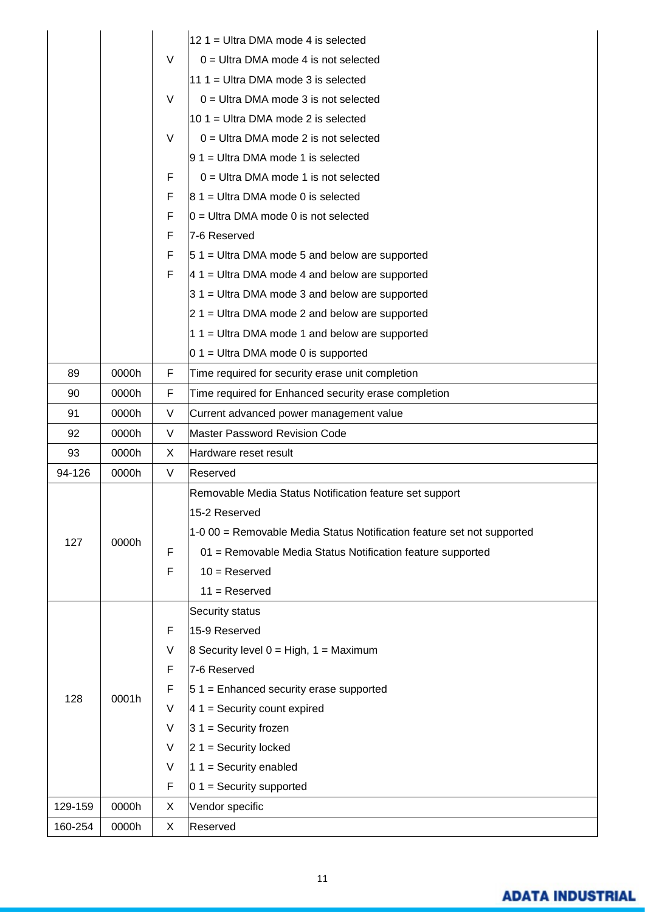| | | | |
|---|---|---|---|
| | | V<br>V<br>V<br>F<br>F<br>F<br>F<br>F<br>F | 12 1 = Ultra DMA mode 4 is selected<br>0 = Ultra DMA mode 4 is not selected<br>11 1 = Ultra DMA mode 3 is selected<br>0 = Ultra DMA mode 3 is not selected<br>10 1 = Ultra DMA mode 2 is selected<br>0 = Ultra DMA mode 2 is not selected<br>9 1 = Ultra DMA mode 1 is selected<br>0 = Ultra DMA mode 1 is not selected<br>8 1 = Ultra DMA mode 0 is selected<br>0 = Ultra DMA mode 0 is not selected<br>7-6 Reserved<br>5 1 = Ultra DMA mode 5 and below are supported<br>4 1 = Ultra DMA mode 4 and below are supported<br>3 1 = Ultra DMA mode 3 and below are supported<br>2 1 = Ultra DMA mode 2 and below are supported<br>1 1 = Ultra DMA mode 1 and below are supported<br>0 1 = Ultra DMA mode 0 is supported |
| 89 | 0000h | F | Time required for security erase unit completion |
| 90 | 0000h | F | Time required for Enhanced security erase completion |
| 91 | 0000h | V | Current advanced power management value |
| 92 | 0000h | V | Master Password Revision Code |
| 93 | 0000h | X | Hardware reset result |
| 94-126 | 0000h | V | Reserved |
| 127 | 0000h | F<br>F | Removable Media Status Notification feature set support<br>15-2 Reserved<br>1-0 00 = Removable Media Status Notification feature set not supported<br>01 = Removable Media Status Notification feature supported<br>10 = Reserved<br>11 = Reserved |
| 128 | 0001h | F<br>V<br>F<br>F<br>V<br>V<br>V<br>V<br>F | Security status<br>15-9 Reserved<br>8 Security level 0 = High, 1 = Maximum<br>7-6 Reserved<br>5 1 = Enhanced security erase supported<br>4 1 = Security count expired<br>3 1 = Security frozen<br>2 1 = Security locked<br>1 1 = Security enabled<br>0 1 = Security supported |
| 129-159 | 0000h | X | Vendor specific |
| 160-254 | 0000h | X | Reserved |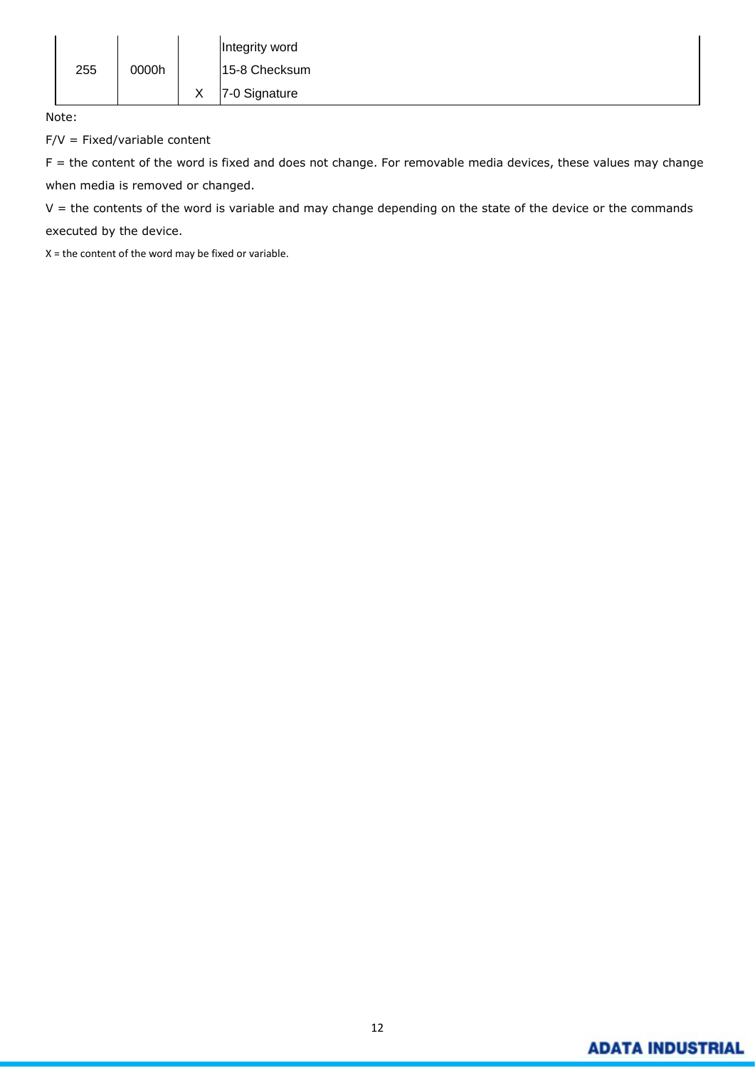| | | | |
|---|---|---|---|
| 255 | 0000h | X | Integrity word<br>15-8 Checksum<br>7-0 Signature |

Note:

F/V = Fixed/variable content

F = the content of the word is fixed and does not change. For removable media devices, these values may change when media is removed or changed.

V = the contents of the word is variable and may change depending on the state of the device or the commands executed by the device.

X = the content of the word may be fixed or variable.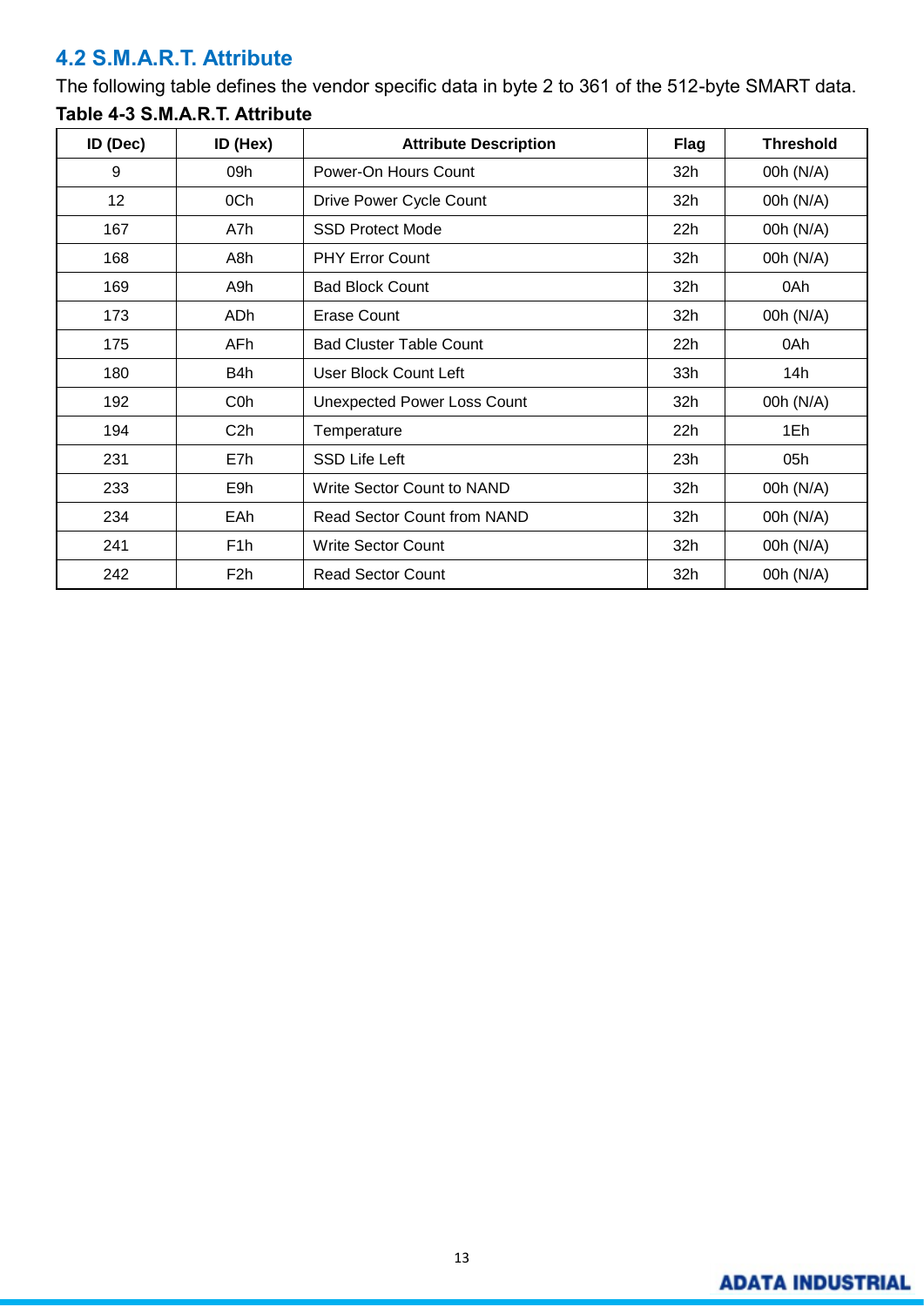## 4.2 S.M.A.R.T. Attribute

The following table defines the vendor specific data in byte 2 to 361 of the 512-byte SMART data.

**Table 4-3 S.M.A.R.T. Attribute**

| ID (Dec) | ID (Hex) | Attribute Description | Flag | Threshold |
|---|---|---|---|---|
| 9 | 09h | Power-On Hours Count | 32h | 00h (N/A) |
| 12 | 0Ch | Drive Power Cycle Count | 32h | 00h (N/A) |
| 167 | A7h | SSD Protect Mode | 22h | 00h (N/A) |
| 168 | A8h | PHY Error Count | 32h | 00h (N/A) |
| 169 | A9h | Bad Block Count | 32h | 0Ah |
| 173 | ADh | Erase Count | 32h | 00h (N/A) |
| 175 | AFh | Bad Cluster Table Count | 22h | 0Ah |
| 180 | B4h | User Block Count Left | 33h | 14h |
| 192 | C0h | Unexpected Power Loss Count | 32h | 00h (N/A) |
| 194 | C2h | Temperature | 22h | 1Eh |
| 231 | E7h | SSD Life Left | 23h | 05h |
| 233 | E9h | Write Sector Count to NAND | 32h | 00h (N/A) |
| 234 | EAh | Read Sector Count from NAND | 32h | 00h (N/A) |
| 241 | F1h | Write Sector Count | 32h | 00h (N/A) |
| 242 | F2h | Read Sector Count | 32h | 00h (N/A) |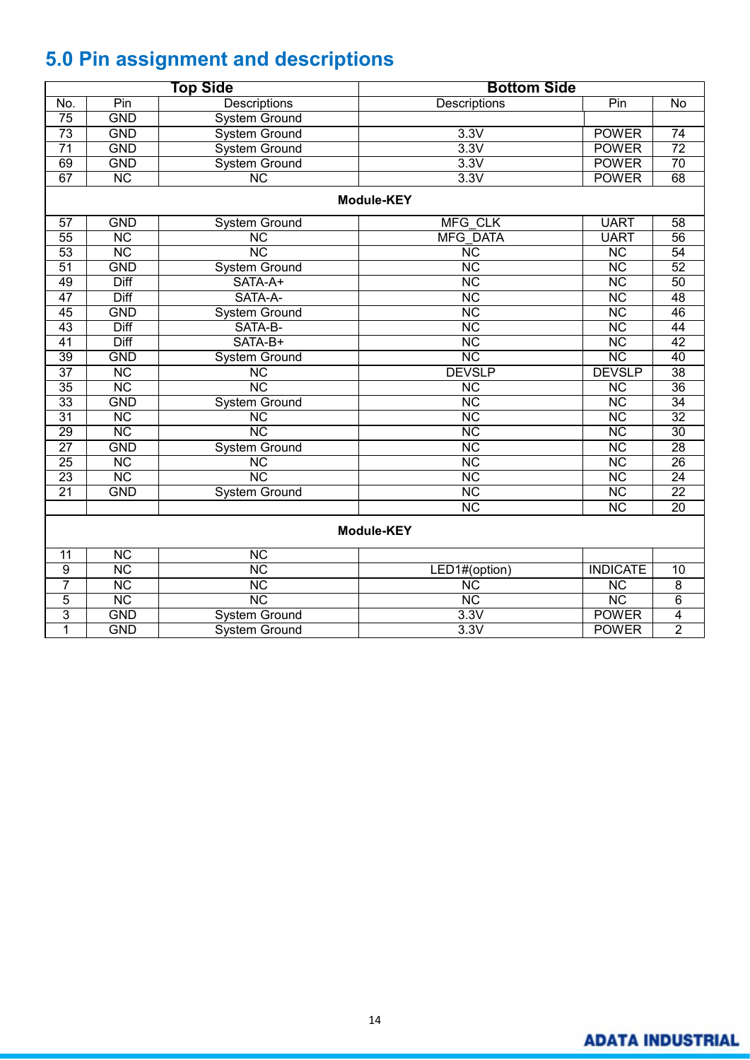## 5.0 Pin assignment and descriptions

| Top Side | | | Bottom Side | | |
|---|---|---|---|---|---|
| No. | Pin | Descriptions | Descriptions | Pin | No |
| 75 | GND | System Ground | | | |
| 73 | GND | System Ground | 3.3V | POWER | 74 |
| 71 | GND | System Ground | 3.3V | POWER | 72 |
| 69 | GND | System Ground | 3.3V | POWER | 70 |
| 67 | NC | NC | 3.3V | POWER | 68 |
| **Module-KEY** | | | | | |
| 57 | GND | System Ground | MFG_CLK | UART | 58 |
| 55 | NC | NC | MFG_DATA | UART | 56 |
| 53 | NC | NC | NC | NC | 54 |
| 51 | GND | System Ground | NC | NC | 52 |
| 49 | Diff | SATA-A+ | NC | NC | 50 |
| 47 | Diff | SATA-A- | NC | NC | 48 |
| 45 | GND | System Ground | NC | NC | 46 |
| 43 | Diff | SATA-B- | NC | NC | 44 |
| 41 | Diff | SATA-B+ | NC | NC | 42 |
| 39 | GND | System Ground | NC | NC | 40 |
| 37 | NC | NC | DEVSLP | DEVSLP | 38 |
| 35 | NC | NC | NC | NC | 36 |
| 33 | GND | System Ground | NC | NC | 34 |
| 31 | NC | NC | NC | NC | 32 |
| 29 | NC | NC | NC | NC | 30 |
| 27 | GND | System Ground | NC | NC | 28 |
| 25 | NC | NC | NC | NC | 26 |
| 23 | NC | NC | NC | NC | 24 |
| 21 | GND | System Ground | NC | NC | 22 |
| | | | NC | NC | 20 |
| **Module-KEY** | | | | | |
| 11 | NC | NC | | | |
| 9 | NC | NC | LED1#(option) | INDICATE | 10 |
| 7 | NC | NC | NC | NC | 8 |
| 5 | NC | NC | NC | NC | 6 |
| 3 | GND | System Ground | 3.3V | POWER | 4 |
| 1 | GND | System Ground | 3.3V | POWER | 2 |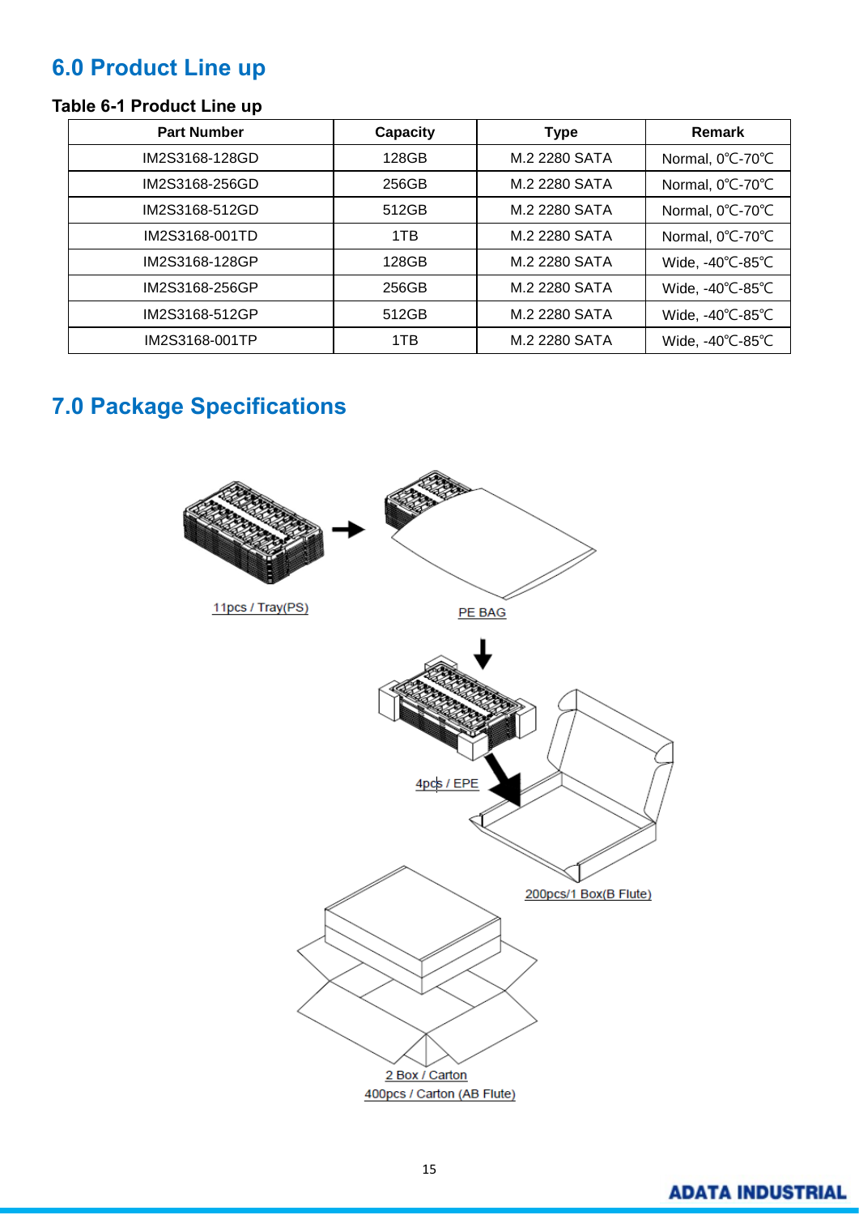## 6.0 Product Line up

**Table 6-1 Product Line up**

| Part Number | Capacity | Type | Remark |
|---|---|---|---|
| IM2S3168-128GD | 128GB | M.2 2280 SATA | Normal, 0℃-70℃ |
| IM2S3168-256GD | 256GB | M.2 2280 SATA | Normal, 0℃-70℃ |
| IM2S3168-512GD | 512GB | M.2 2280 SATA | Normal, 0℃-70℃ |
| IM2S3168-001TD | 1TB | M.2 2280 SATA | Normal, 0℃-70℃ |
| IM2S3168-128GP | 128GB | M.2 2280 SATA | Wide, -40℃-85℃ |
| IM2S3168-256GP | 256GB | M.2 2280 SATA | Wide, -40℃-85℃ |
| IM2S3168-512GP | 512GB | M.2 2280 SATA | Wide, -40℃-85℃ |
| IM2S3168-001TP | 1TB | M.2 2280 SATA | Wide, -40℃-85℃ |

## 7.0 Package Specifications

11pcs / Tray(PS)

PE BAG

4pcs / EPE

200pcs/1 Box(B Flute)

2 Box / Carton

400pcs / Carton (AB Flute)